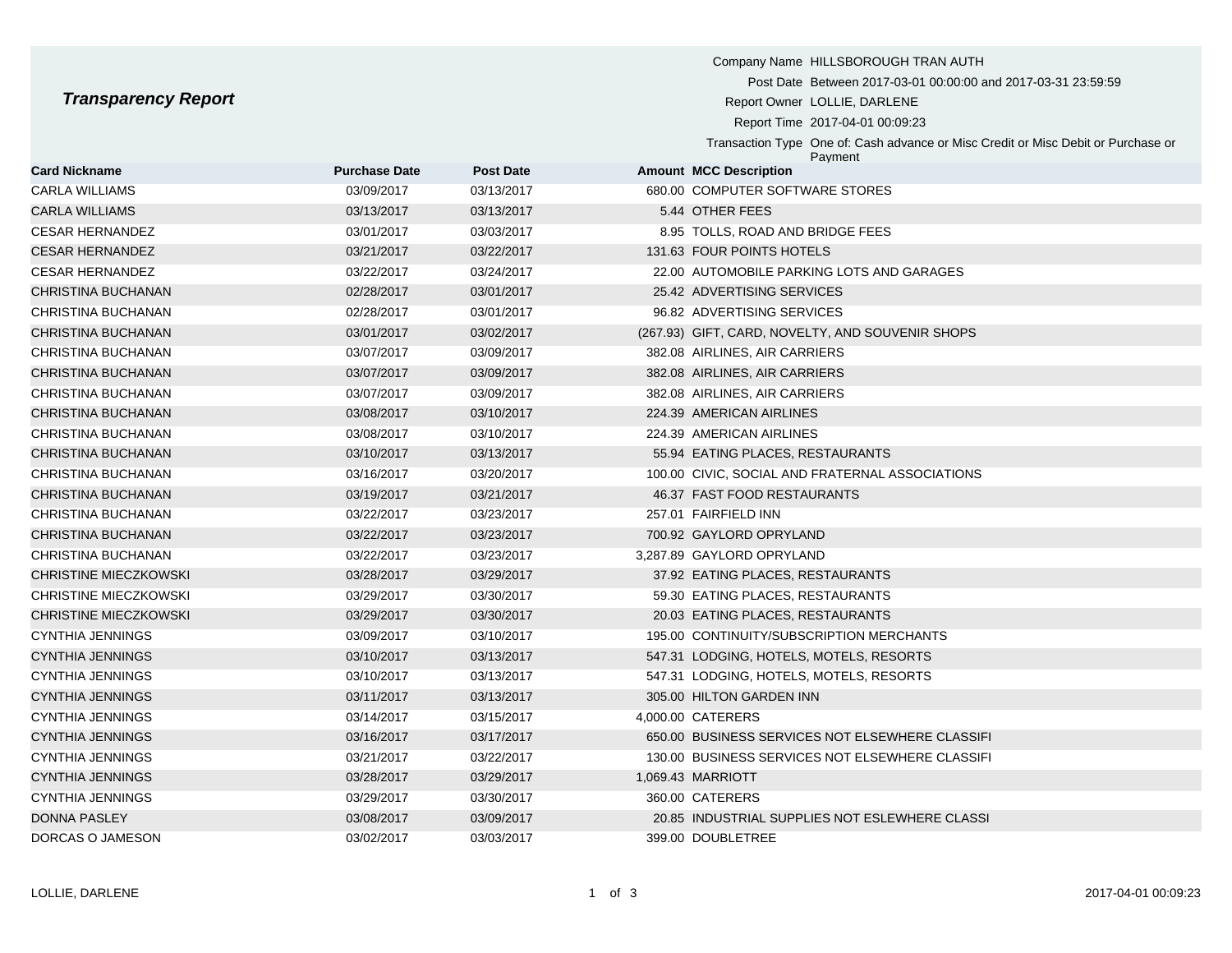# *Transparency Report*

Company Name HILLSBOROUGH TRAN AUTH
Post Date Between 2017-03-01 00:00:00 and 2017-03-31 23:59:59
Report Owner LOLLIE, DARLENE
Report Time 2017-04-01 00:09:23
Transaction Type One of: Cash advance or Misc Credit or Misc Debit or Purchase or Payment

| Card Nickname | Purchase Date | Post Date | Amount | MCC Description |
|---|---|---|---|---|
| CARLA WILLIAMS | 03/09/2017 | 03/13/2017 | 680.00 | COMPUTER SOFTWARE STORES |
| CARLA WILLIAMS | 03/13/2017 | 03/13/2017 | 5.44 | OTHER FEES |
| CESAR HERNANDEZ | 03/01/2017 | 03/03/2017 | 8.95 | TOLLS, ROAD AND BRIDGE FEES |
| CESAR HERNANDEZ | 03/21/2017 | 03/22/2017 | 131.63 | FOUR POINTS HOTELS |
| CESAR HERNANDEZ | 03/22/2017 | 03/24/2017 | 22.00 | AUTOMOBILE PARKING LOTS AND GARAGES |
| CHRISTINA BUCHANAN | 02/28/2017 | 03/01/2017 | 25.42 | ADVERTISING SERVICES |
| CHRISTINA BUCHANAN | 02/28/2017 | 03/01/2017 | 96.82 | ADVERTISING SERVICES |
| CHRISTINA BUCHANAN | 03/01/2017 | 03/02/2017 | (267.93) | GIFT, CARD, NOVELTY, AND SOUVENIR SHOPS |
| CHRISTINA BUCHANAN | 03/07/2017 | 03/09/2017 | 382.08 | AIRLINES, AIR CARRIERS |
| CHRISTINA BUCHANAN | 03/07/2017 | 03/09/2017 | 382.08 | AIRLINES, AIR CARRIERS |
| CHRISTINA BUCHANAN | 03/07/2017 | 03/09/2017 | 382.08 | AIRLINES, AIR CARRIERS |
| CHRISTINA BUCHANAN | 03/08/2017 | 03/10/2017 | 224.39 | AMERICAN AIRLINES |
| CHRISTINA BUCHANAN | 03/08/2017 | 03/10/2017 | 224.39 | AMERICAN AIRLINES |
| CHRISTINA BUCHANAN | 03/10/2017 | 03/13/2017 | 55.94 | EATING PLACES, RESTAURANTS |
| CHRISTINA BUCHANAN | 03/16/2017 | 03/20/2017 | 100.00 | CIVIC, SOCIAL AND FRATERNAL ASSOCIATIONS |
| CHRISTINA BUCHANAN | 03/19/2017 | 03/21/2017 | 46.37 | FAST FOOD RESTAURANTS |
| CHRISTINA BUCHANAN | 03/22/2017 | 03/23/2017 | 257.01 | FAIRFIELD INN |
| CHRISTINA BUCHANAN | 03/22/2017 | 03/23/2017 | 700.92 | GAYLORD OPRYLAND |
| CHRISTINA BUCHANAN | 03/22/2017 | 03/23/2017 | 3,287.89 | GAYLORD OPRYLAND |
| CHRISTINE MIECZKOWSKI | 03/28/2017 | 03/29/2017 | 37.92 | EATING PLACES, RESTAURANTS |
| CHRISTINE MIECZKOWSKI | 03/29/2017 | 03/30/2017 | 59.30 | EATING PLACES, RESTAURANTS |
| CHRISTINE MIECZKOWSKI | 03/29/2017 | 03/30/2017 | 20.03 | EATING PLACES, RESTAURANTS |
| CYNTHIA JENNINGS | 03/09/2017 | 03/10/2017 | 195.00 | CONTINUITY/SUBSCRIPTION MERCHANTS |
| CYNTHIA JENNINGS | 03/10/2017 | 03/13/2017 | 547.31 | LODGING, HOTELS, MOTELS, RESORTS |
| CYNTHIA JENNINGS | 03/10/2017 | 03/13/2017 | 547.31 | LODGING, HOTELS, MOTELS, RESORTS |
| CYNTHIA JENNINGS | 03/11/2017 | 03/13/2017 | 305.00 | HILTON GARDEN INN |
| CYNTHIA JENNINGS | 03/14/2017 | 03/15/2017 | 4,000.00 | CATERERS |
| CYNTHIA JENNINGS | 03/16/2017 | 03/17/2017 | 650.00 | BUSINESS SERVICES NOT ELSEWHERE CLASSIFI |
| CYNTHIA JENNINGS | 03/21/2017 | 03/22/2017 | 130.00 | BUSINESS SERVICES NOT ELSEWHERE CLASSIFI |
| CYNTHIA JENNINGS | 03/28/2017 | 03/29/2017 | 1,069.43 | MARRIOTT |
| CYNTHIA JENNINGS | 03/29/2017 | 03/30/2017 | 360.00 | CATERERS |
| DONNA PASLEY | 03/08/2017 | 03/09/2017 | 20.85 | INDUSTRIAL SUPPLIES NOT ESLEWHERE CLASSI |
| DORCAS O JAMESON | 03/02/2017 | 03/03/2017 | 399.00 | DOUBLETREE |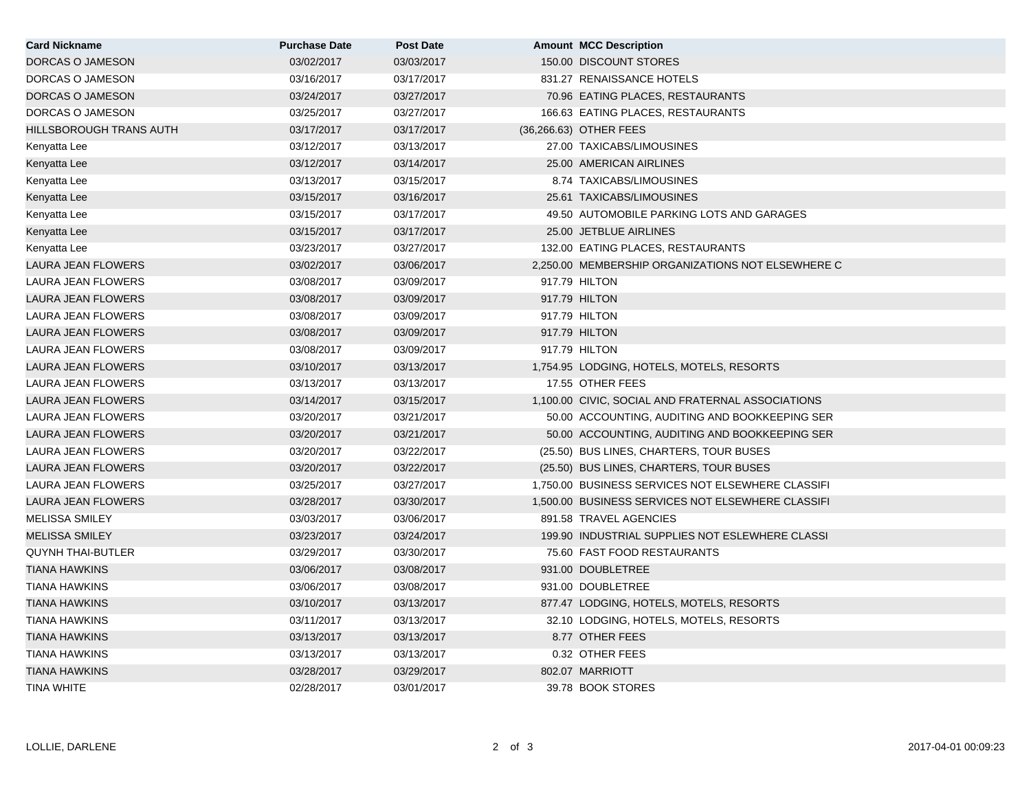| Card Nickname | Purchase Date | Post Date | Amount | MCC Description |
| --- | --- | --- | --- | --- |
| DORCAS O JAMESON | 03/02/2017 | 03/03/2017 | 150.00 | DISCOUNT STORES |
| DORCAS O JAMESON | 03/16/2017 | 03/17/2017 | 831.27 | RENAISSANCE HOTELS |
| DORCAS O JAMESON | 03/24/2017 | 03/27/2017 | 70.96 | EATING PLACES, RESTAURANTS |
| DORCAS O JAMESON | 03/25/2017 | 03/27/2017 | 166.63 | EATING PLACES, RESTAURANTS |
| HILLSBOROUGH TRANS AUTH | 03/17/2017 | 03/17/2017 | (36,266.63) | OTHER FEES |
| Kenyatta Lee | 03/12/2017 | 03/13/2017 | 27.00 | TAXICABS/LIMOUSINES |
| Kenyatta Lee | 03/12/2017 | 03/14/2017 | 25.00 | AMERICAN AIRLINES |
| Kenyatta Lee | 03/13/2017 | 03/15/2017 | 8.74 | TAXICABS/LIMOUSINES |
| Kenyatta Lee | 03/15/2017 | 03/16/2017 | 25.61 | TAXICABS/LIMOUSINES |
| Kenyatta Lee | 03/15/2017 | 03/17/2017 | 49.50 | AUTOMOBILE PARKING LOTS AND GARAGES |
| Kenyatta Lee | 03/15/2017 | 03/17/2017 | 25.00 | JETBLUE AIRLINES |
| Kenyatta Lee | 03/23/2017 | 03/27/2017 | 132.00 | EATING PLACES, RESTAURANTS |
| LAURA JEAN FLOWERS | 03/02/2017 | 03/06/2017 | 2,250.00 | MEMBERSHIP ORGANIZATIONS NOT ELSEWHERE C |
| LAURA JEAN FLOWERS | 03/08/2017 | 03/09/2017 | 917.79 | HILTON |
| LAURA JEAN FLOWERS | 03/08/2017 | 03/09/2017 | 917.79 | HILTON |
| LAURA JEAN FLOWERS | 03/08/2017 | 03/09/2017 | 917.79 | HILTON |
| LAURA JEAN FLOWERS | 03/08/2017 | 03/09/2017 | 917.79 | HILTON |
| LAURA JEAN FLOWERS | 03/08/2017 | 03/09/2017 | 917.79 | HILTON |
| LAURA JEAN FLOWERS | 03/10/2017 | 03/13/2017 | 1,754.95 | LODGING, HOTELS, MOTELS, RESORTS |
| LAURA JEAN FLOWERS | 03/13/2017 | 03/13/2017 | 17.55 | OTHER FEES |
| LAURA JEAN FLOWERS | 03/14/2017 | 03/15/2017 | 1,100.00 | CIVIC, SOCIAL AND FRATERNAL ASSOCIATIONS |
| LAURA JEAN FLOWERS | 03/20/2017 | 03/21/2017 | 50.00 | ACCOUNTING, AUDITING AND BOOKKEEPING SER |
| LAURA JEAN FLOWERS | 03/20/2017 | 03/21/2017 | 50.00 | ACCOUNTING, AUDITING AND BOOKKEEPING SER |
| LAURA JEAN FLOWERS | 03/20/2017 | 03/22/2017 | (25.50) | BUS LINES, CHARTERS, TOUR BUSES |
| LAURA JEAN FLOWERS | 03/20/2017 | 03/22/2017 | (25.50) | BUS LINES, CHARTERS, TOUR BUSES |
| LAURA JEAN FLOWERS | 03/25/2017 | 03/27/2017 | 1,750.00 | BUSINESS SERVICES NOT ELSEWHERE CLASSIFI |
| LAURA JEAN FLOWERS | 03/28/2017 | 03/30/2017 | 1,500.00 | BUSINESS SERVICES NOT ELSEWHERE CLASSIFI |
| MELISSA SMILEY | 03/03/2017 | 03/06/2017 | 891.58 | TRAVEL AGENCIES |
| MELISSA SMILEY | 03/23/2017 | 03/24/2017 | 199.90 | INDUSTRIAL SUPPLIES NOT ESLEWHERE CLASSI |
| QUYNH THAI-BUTLER | 03/29/2017 | 03/30/2017 | 75.60 | FAST FOOD RESTAURANTS |
| TIANA HAWKINS | 03/06/2017 | 03/08/2017 | 931.00 | DOUBLETREE |
| TIANA HAWKINS | 03/06/2017 | 03/08/2017 | 931.00 | DOUBLETREE |
| TIANA HAWKINS | 03/10/2017 | 03/13/2017 | 877.47 | LODGING, HOTELS, MOTELS, RESORTS |
| TIANA HAWKINS | 03/11/2017 | 03/13/2017 | 32.10 | LODGING, HOTELS, MOTELS, RESORTS |
| TIANA HAWKINS | 03/13/2017 | 03/13/2017 | 8.77 | OTHER FEES |
| TIANA HAWKINS | 03/13/2017 | 03/13/2017 | 0.32 | OTHER FEES |
| TIANA HAWKINS | 03/28/2017 | 03/29/2017 | 802.07 | MARRIOTT |
| TINA WHITE | 02/28/2017 | 03/01/2017 | 39.78 | BOOK STORES |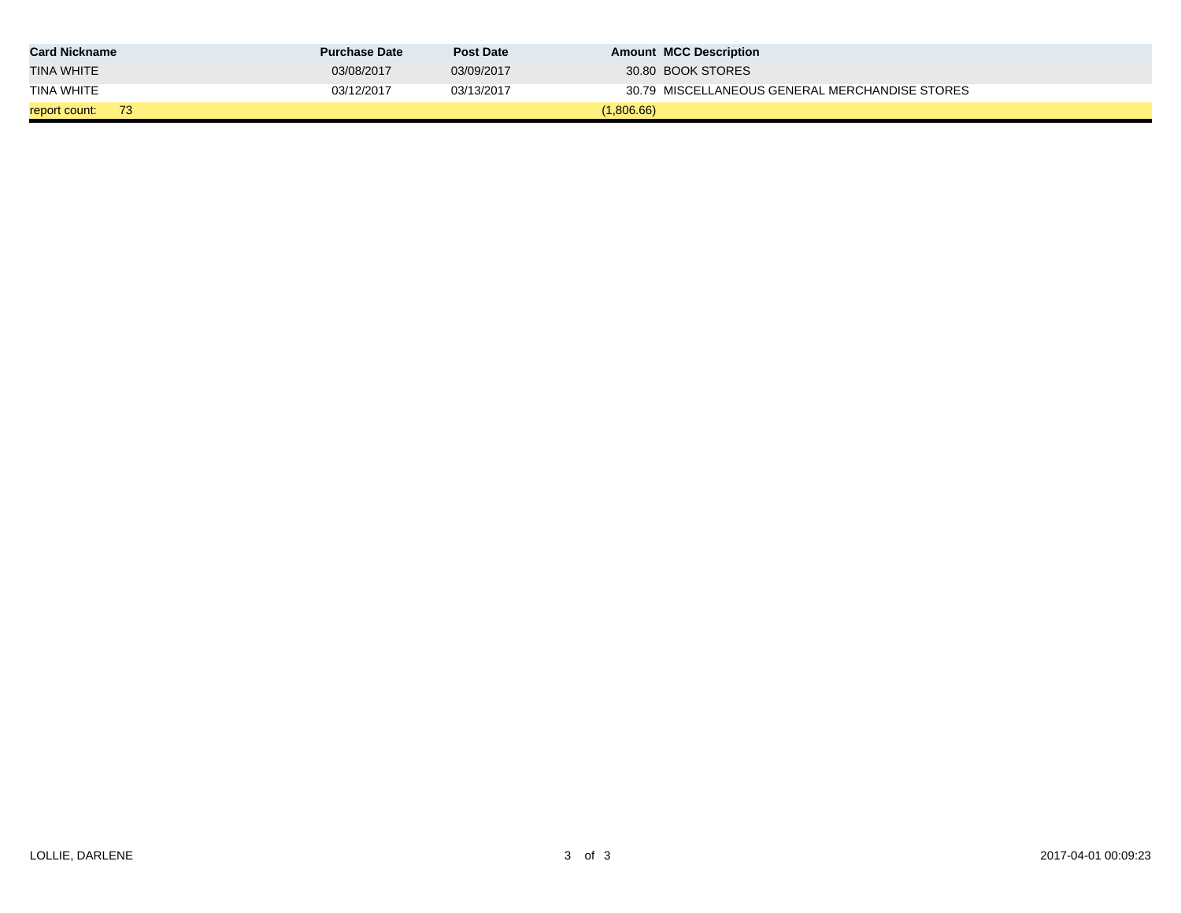| Card Nickname | Purchase Date | Post Date | Amount | MCC Description |
|---|---|---|---|---|
| TINA WHITE | 03/08/2017 | 03/09/2017 | 30.80 | BOOK STORES |
| TINA WHITE | 03/12/2017 | 03/13/2017 | 30.79 | MISCELLANEOUS GENERAL MERCHANDISE STORES |
| report count: 73 | | | (1,806.66) | |

LOLLIE, DARLENE

2017-04-01 00:09:23